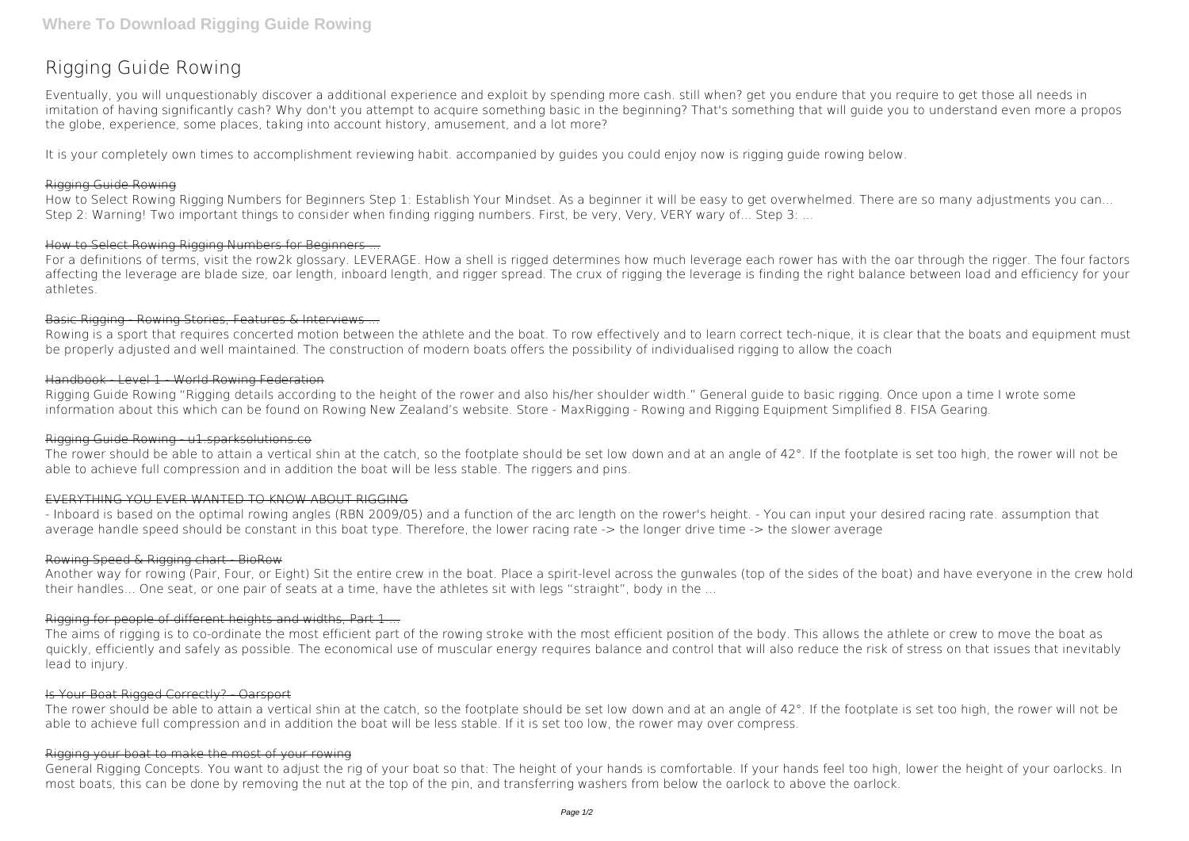# Rigging Guide Rowing

Eventually, you will unquestionably discover a additional experience and exploit by spending more cash. still when? get you endure that you require to get those all needs in imitation of having significantly cash? Why don't you attempt to acquire something basic in the beginning? That's something that will guide you to understand even more a propos the globe, experience, some places, taking into account history, amusement, and a lot more?

It is your completely own times to accomplishment reviewing habit. accompanied by guides you could enjoy now is **rigging guide rowing** below.

## Rigging Guide Rowing

How to Select Rowing Rigging Numbers for Beginners Step 1: Establish Your Mindset. As a beginner it will be easy to get overwhelmed. There are so many adjustments you can... Step 2: Warning! Two important things to consider when finding rigging numbers. First, be very, Very, VERY wary of... Step 3: ...

## How to Select Rowing Rigging Numbers for Beginners ...

For a definitions of terms, visit the row2k glossary. LEVERAGE. How a shell is rigged determines how much leverage each rower has with the oar through the rigger. The four factors affecting the leverage are blade size, oar length, inboard length, and rigger spread. The crux of rigging the leverage is finding the right balance between load and efficiency for your athletes.

## Basic Rigging - Rowing Stories, Features & Interviews ...

Rowing is a sport that requires concerted motion between the athlete and the boat. To row effectively and to learn correct tech-nique, it is clear that the boats and equipment must be properly adjusted and well maintained. The construction of modern boats offers the possibility of individualised rigging to allow the coach

## Handbook - Level 1 - World Rowing Federation

Rigging Guide Rowing "Rigging details according to the height of the rower and also his/her shoulder width." General guide to basic rigging. Once upon a time I wrote some information about this which can be found on Rowing New Zealand's website. Store - MaxRigging - Rowing and Rigging Equipment Simplified 8. FISA Gearing.

## Rigging Guide Rowing - u1.sparksolutions.co

The rower should be able to attain a vertical shin at the catch, so the footplate should be set low down and at an angle of 42°. If the footplate is set too high, the rower will not be able to achieve full compression and in addition the boat will be less stable. The riggers and pins.

## EVERYTHING YOU EVER WANTED TO KNOW ABOUT RIGGING

- Inboard is based on the optimal rowing angles (RBN 2009/05) and a function of the arc length on the rower's height. - You can input your desired racing rate. assumption that average handle speed should be constant in this boat type. Therefore, the lower racing rate -> the longer drive time -> the slower average

## Rowing Speed & Rigging chart - BioRow

Another way for rowing (Pair, Four, or Eight) Sit the entire crew in the boat. Place a spirit-level across the gunwales (top of the sides of the boat) and have everyone in the crew hold their handles... One seat, or one pair of seats at a time, have the athletes sit with legs "straight", body in the ...

## Rigging for people of different heights and widths, Part 1 ...

The aims of rigging is to co-ordinate the most efficient part of the rowing stroke with the most efficient position of the body. This allows the athlete or crew to move the boat as quickly, efficiently and safely as possible. The economical use of muscular energy requires balance and control that will also reduce the risk of stress on that issues that inevitably lead to injury.

## Is Your Boat Rigged Correctly? - Oarsport

The rower should be able to attain a vertical shin at the catch, so the footplate should be set low down and at an angle of 42°. If the footplate is set too high, the rower will not be able to achieve full compression and in addition the boat will be less stable. If it is set too low, the rower may over compress.

## Rigging your boat to make the most of your rowing

General Rigging Concepts. You want to adjust the rig of your boat so that: The height of your hands is comfortable. If your hands feel too high, lower the height of your oarlocks. In most boats, this can be done by removing the nut at the top of the pin, and transferring washers from below the oarlock to above the oarlock.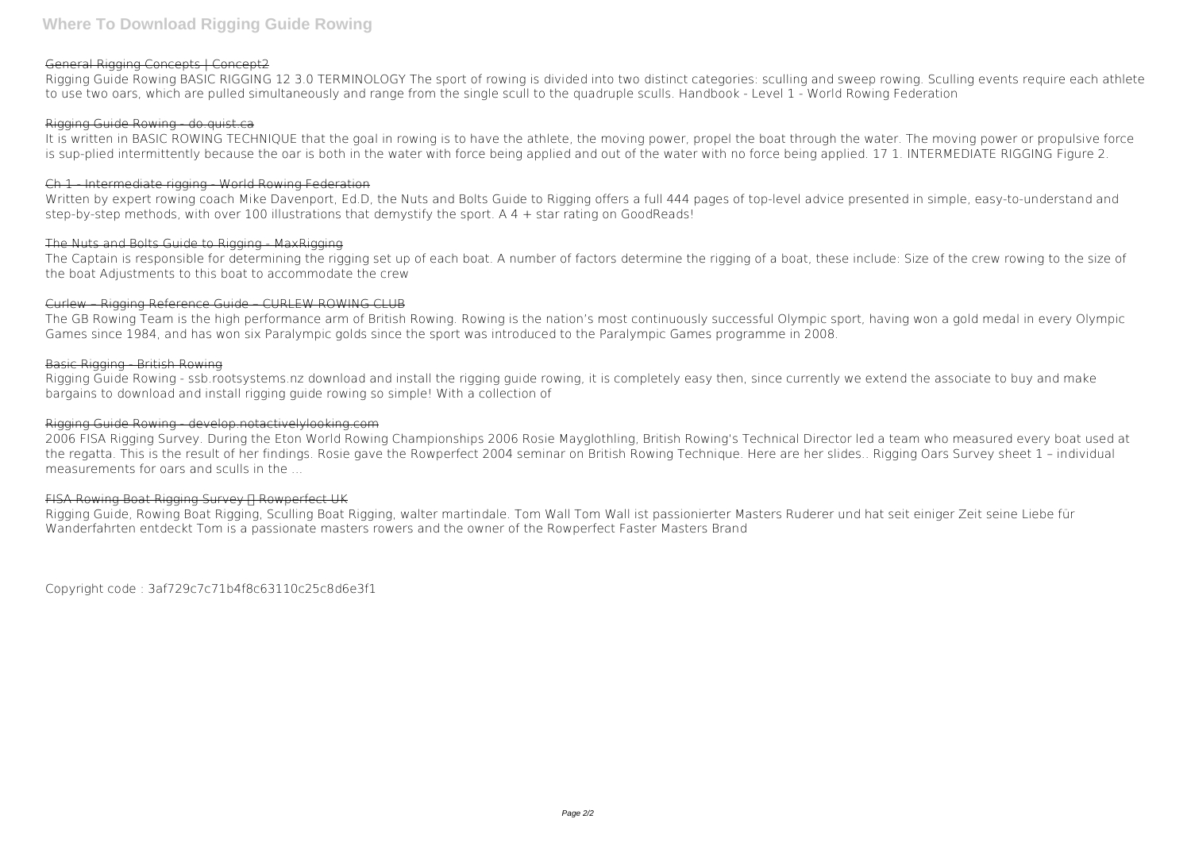### General Rigging Concepts | Concept2

Rigging Guide Rowing BASIC RIGGING 12 3.0 TERMINOLOGY The sport of rowing is divided into two distinct categories: sculling and sweep rowing. Sculling events require each athlete to use two oars, which are pulled simultaneously and range from the single scull to the quadruple sculls. Handbook - Level 1 - World Rowing Federation

### Rigging Guide Rowing - do.quist.ca

It is written in BASIC ROWING TECHNIQUE that the goal in rowing is to have the athlete, the moving power, propel the boat through the water. The moving power or propulsive force is sup-plied intermittently because the oar is both in the water with force being applied and out of the water with no force being applied. 17 1. INTERMEDIATE RIGGING Figure 2.

### Ch 1 - Intermediate rigging - World Rowing Federation

Written by expert rowing coach Mike Davenport, Ed.D, the Nuts and Bolts Guide to Rigging offers a full 444 pages of top-level advice presented in simple, easy-to-understand and step-by-step methods, with over 100 illustrations that demystify the sport. A 4 + star rating on GoodReads!

### The Nuts and Bolts Guide to Rigging - MaxRigging

The Captain is responsible for determining the rigging set up of each boat. A number of factors determine the rigging of a boat, these include: Size of the crew rowing to the size of the boat Adjustments to this boat to accommodate the crew

### Curlew – Rigging Reference Guide – CURLEW ROWING CLUB

The GB Rowing Team is the high performance arm of British Rowing. Rowing is the nation's most continuously successful Olympic sport, having won a gold medal in every Olympic Games since 1984, and has won six Paralympic golds since the sport was introduced to the Paralympic Games programme in 2008.

### Basic Rigging - British Rowing

Rigging Guide Rowing - ssb.rootsystems.nz download and install the rigging guide rowing, it is completely easy then, since currently we extend the associate to buy and make bargains to download and install rigging guide rowing so simple! With a collection of

### Rigging Guide Rowing - develop.notactivelylooking.com

2006 FISA Rigging Survey. During the Eton World Rowing Championships 2006 Rosie Mayglothling, British Rowing's Technical Director led a team who measured every boat used at the regatta. This is the result of her findings. Rosie gave the Rowperfect 2004 seminar on British Rowing Technique. Here are her slides.. Rigging Oars Survey sheet 1 – individual measurements for oars and sculls in the ...

### FISA Rowing Boat Rigging Survey ⊓ Rowperfect UK

Rigging Guide, Rowing Boat Rigging, Sculling Boat Rigging, walter martindale. Tom Wall Tom Wall ist passionierter Masters Ruderer und hat seit einiger Zeit seine Liebe für Wanderfahrten entdeckt Tom is a passionate masters rowers and the owner of the Rowperfect Faster Masters Brand

Copyright code : 3af729c7c71b4f8c63110c25c8d6e3f1